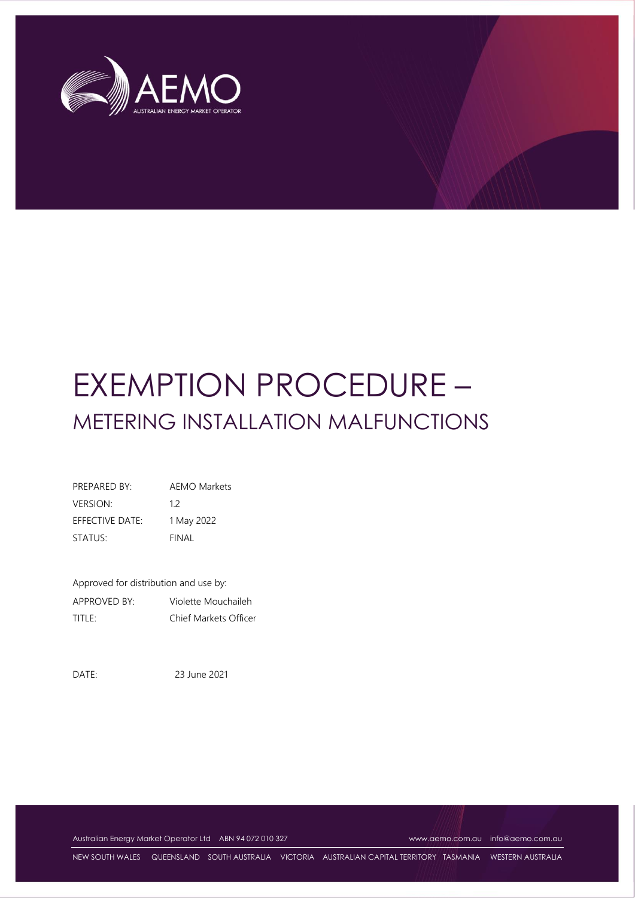# EXEMPTION PROCEDURE –
## METERING INSTALLATION MALFUNCTIONS

| | |
|---|---|
| PREPARED BY: | AEMO Markets |
| VERSION: | 1.2 |
| EFFECTIVE DATE: | 1 May 2022 |
| STATUS: | FINAL |

Approved for distribution and use by:

| | |
|---|---|
| APPROVED BY: | Violette Mouchaileh |
| TITLE: | Chief Markets Officer |

DATE: 23 June 2021

Australian Energy Market Operator Ltd ABN 94 072 010 327 www.aemo.com.au info@aemo.com.au

NEW SOUTH WALES QUEENSLAND SOUTH AUSTRALIA VICTORIA AUSTRALIAN CAPITAL TERRITORY TASMANIA WESTERN AUSTRALIA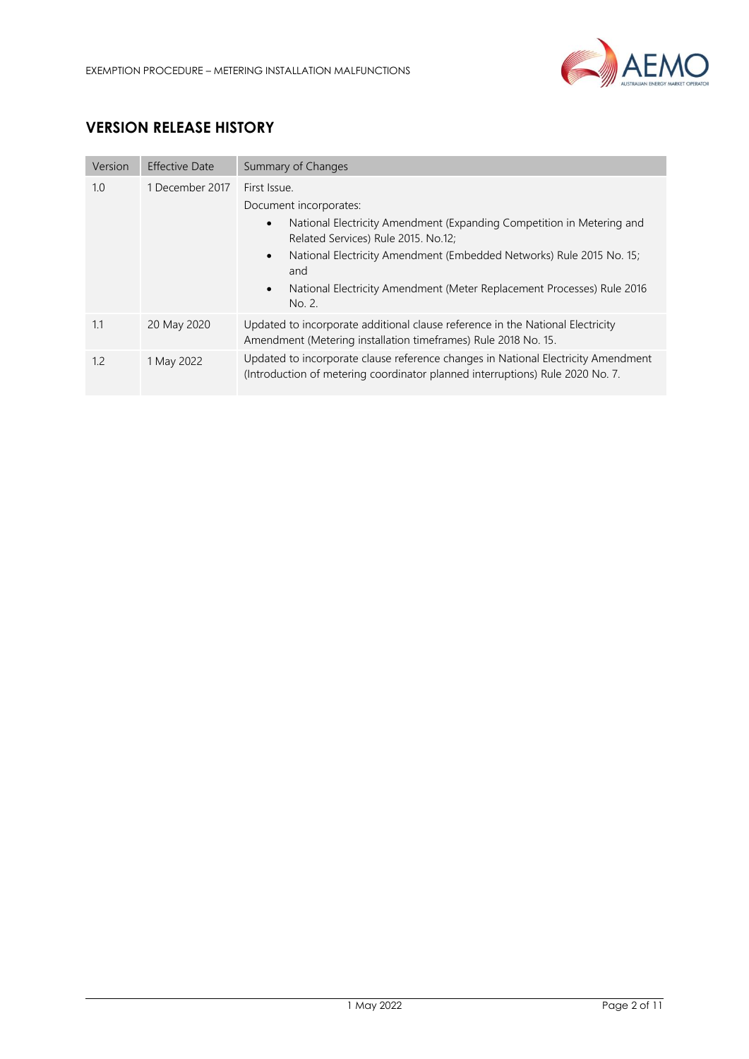## VERSION RELEASE HISTORY

| Version | Effective Date | Summary of Changes |
| --- | --- | --- |
| 1.0 | 1 December 2017 | First Issue.<br>Document incorporates:<br>• National Electricity Amendment (Expanding Competition in Metering and Related Services) Rule 2015. No.12;<br>• National Electricity Amendment (Embedded Networks) Rule 2015 No. 15; and<br>• National Electricity Amendment (Meter Replacement Processes) Rule 2016 No. 2. |
| 1.1 | 20 May 2020 | Updated to incorporate additional clause reference in the National Electricity Amendment (Metering installation timeframes) Rule 2018 No. 15. |
| 1.2 | 1 May 2022 | Updated to incorporate clause reference changes in National Electricity Amendment (Introduction of metering coordinator planned interruptions) Rule 2020 No. 7. |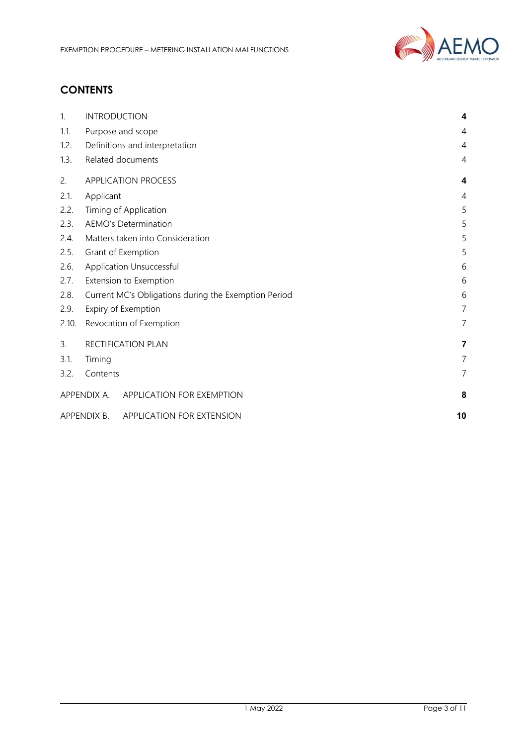## CONTENTS

| | | |
|---|---|---|
| 1. | INTRODUCTION | **4** |
| 1.1. | Purpose and scope | 4 |
| 1.2. | Definitions and interpretation | 4 |
| 1.3. | Related documents | 4 |
| 2. | APPLICATION PROCESS | **4** |
| 2.1. | Applicant | 4 |
| 2.2. | Timing of Application | 5 |
| 2.3. | AEMO's Determination | 5 |
| 2.4. | Matters taken into Consideration | 5 |
| 2.5. | Grant of Exemption | 5 |
| 2.6. | Application Unsuccessful | 6 |
| 2.7. | Extension to Exemption | 6 |
| 2.8. | Current MC's Obligations during the Exemption Period | 6 |
| 2.9. | Expiry of Exemption | 7 |
| 2.10. | Revocation of Exemption | 7 |
| 3. | RECTIFICATION PLAN | **7** |
| 3.1. | Timing | 7 |
| 3.2. | Contents | 7 |
| APPENDIX A. | APPLICATION FOR EXEMPTION | **8** |
| APPENDIX B. | APPLICATION FOR EXTENSION | **10** |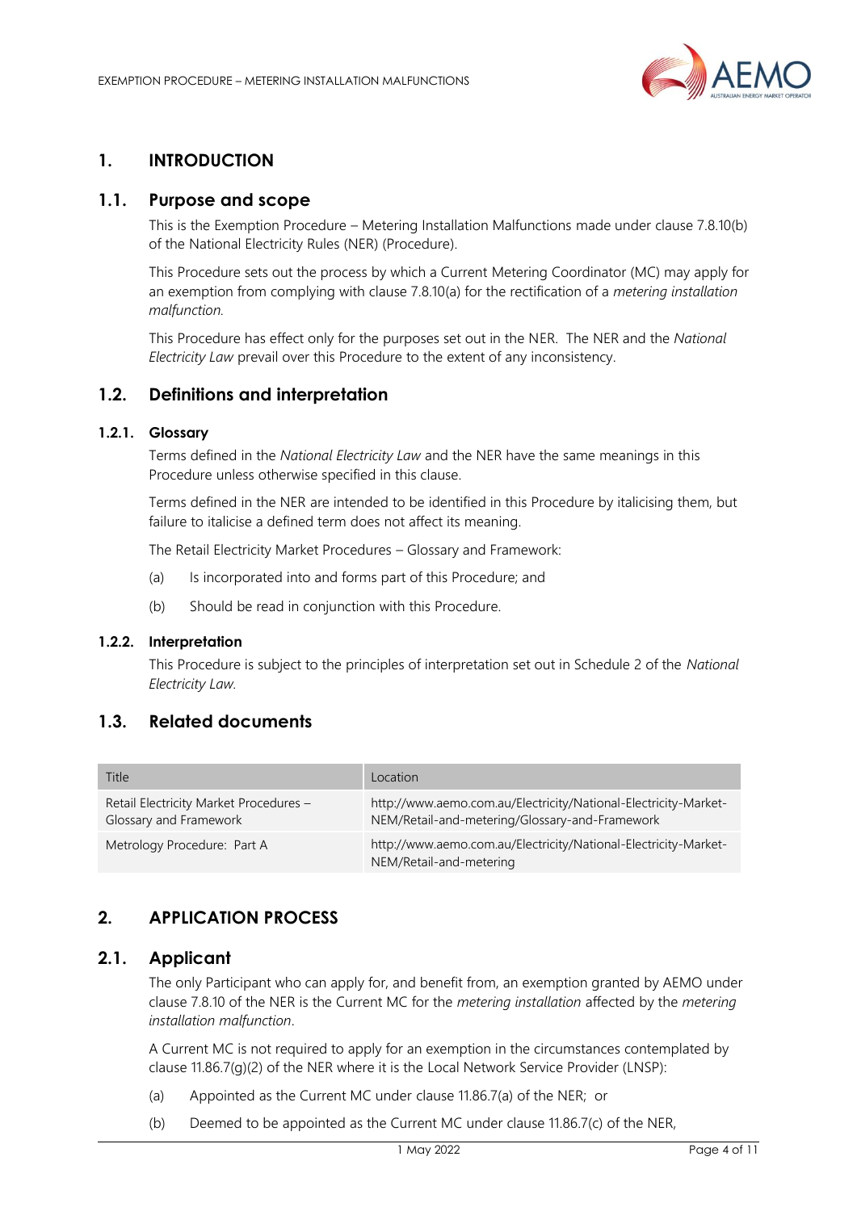# 1. INTRODUCTION

## 1.1. Purpose and scope

This is the Exemption Procedure – Metering Installation Malfunctions made under clause 7.8.10(b) of the National Electricity Rules (NER) (Procedure).

This Procedure sets out the process by which a Current Metering Coordinator (MC) may apply for an exemption from complying with clause 7.8.10(a) for the rectification of a *metering installation malfunction*.

This Procedure has effect only for the purposes set out in the NER. The NER and the *National Electricity Law* prevail over this Procedure to the extent of any inconsistency.

## 1.2. Definitions and interpretation

### 1.2.1. Glossary

Terms defined in the *National Electricity Law* and the NER have the same meanings in this Procedure unless otherwise specified in this clause.

Terms defined in the NER are intended to be identified in this Procedure by italicising them, but failure to italicise a defined term does not affect its meaning.

The Retail Electricity Market Procedures – Glossary and Framework:

(a) Is incorporated into and forms part of this Procedure; and

(b) Should be read in conjunction with this Procedure.

### 1.2.2. Interpretation

This Procedure is subject to the principles of interpretation set out in Schedule 2 of the *National Electricity Law*.

## 1.3. Related documents

| Title | Location |
|---|---|
| Retail Electricity Market Procedures – Glossary and Framework | http://www.aemo.com.au/Electricity/National-Electricity-Market-NEM/Retail-and-metering/Glossary-and-Framework |
| Metrology Procedure: Part A | http://www.aemo.com.au/Electricity/National-Electricity-Market-NEM/Retail-and-metering |

# 2. APPLICATION PROCESS

## 2.1. Applicant

The only Participant who can apply for, and benefit from, an exemption granted by AEMO under clause 7.8.10 of the NER is the Current MC for the *metering installation* affected by the *metering installation malfunction*.

A Current MC is not required to apply for an exemption in the circumstances contemplated by clause 11.86.7(g)(2) of the NER where it is the Local Network Service Provider (LNSP):

(a) Appointed as the Current MC under clause 11.86.7(a) of the NER; or

(b) Deemed to be appointed as the Current MC under clause 11.86.7(c) of the NER,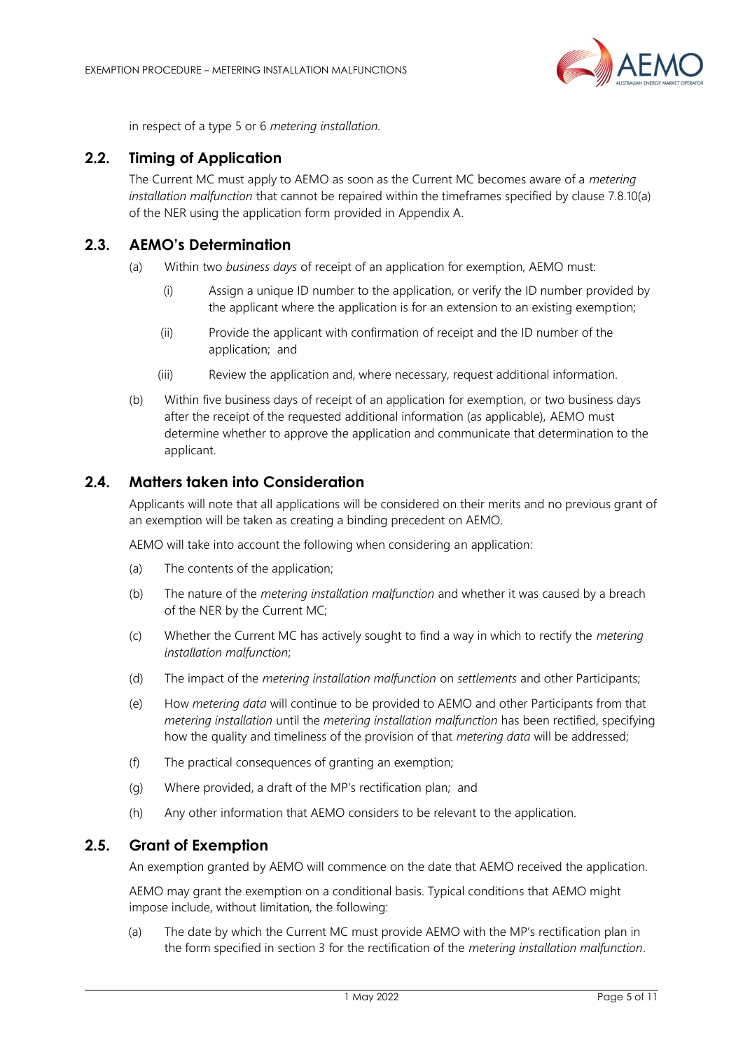in respect of a type 5 or 6 *metering installation.*

## 2.2. Timing of Application

The Current MC must apply to AEMO as soon as the Current MC becomes aware of a *metering installation malfunction* that cannot be repaired within the timeframes specified by clause 7.8.10(a) of the NER using the application form provided in Appendix A.

## 2.3. AEMO's Determination

(a) Within two *business days* of receipt of an application for exemption, AEMO must:

  (i) Assign a unique ID number to the application, or verify the ID number provided by the applicant where the application is for an extension to an existing exemption;

  (ii) Provide the applicant with confirmation of receipt and the ID number of the application; and

  (iii) Review the application and, where necessary, request additional information.

(b) Within five business days of receipt of an application for exemption, or two business days after the receipt of the requested additional information (as applicable), AEMO must determine whether to approve the application and communicate that determination to the applicant.

## 2.4. Matters taken into Consideration

Applicants will note that all applications will be considered on their merits and no previous grant of an exemption will be taken as creating a binding precedent on AEMO.

AEMO will take into account the following when considering an application:

(a) The contents of the application;

(b) The nature of the *metering installation malfunction* and whether it was caused by a breach of the NER by the Current MC;

(c) Whether the Current MC has actively sought to find a way in which to rectify the *metering installation malfunction*;

(d) The impact of the *metering installation malfunction* on *settlements* and other Participants;

(e) How *metering data* will continue to be provided to AEMO and other Participants from that *metering installation* until the *metering installation malfunction* has been rectified, specifying how the quality and timeliness of the provision of that *metering data* will be addressed;

(f) The practical consequences of granting an exemption;

(g) Where provided, a draft of the MP's rectification plan; and

(h) Any other information that AEMO considers to be relevant to the application.

## 2.5. Grant of Exemption

An exemption granted by AEMO will commence on the date that AEMO received the application.

AEMO may grant the exemption on a conditional basis. Typical conditions that AEMO might impose include, without limitation, the following:

(a) The date by which the Current MC must provide AEMO with the MP's rectification plan in the form specified in section 3 for the rectification of the *metering installation malfunction*.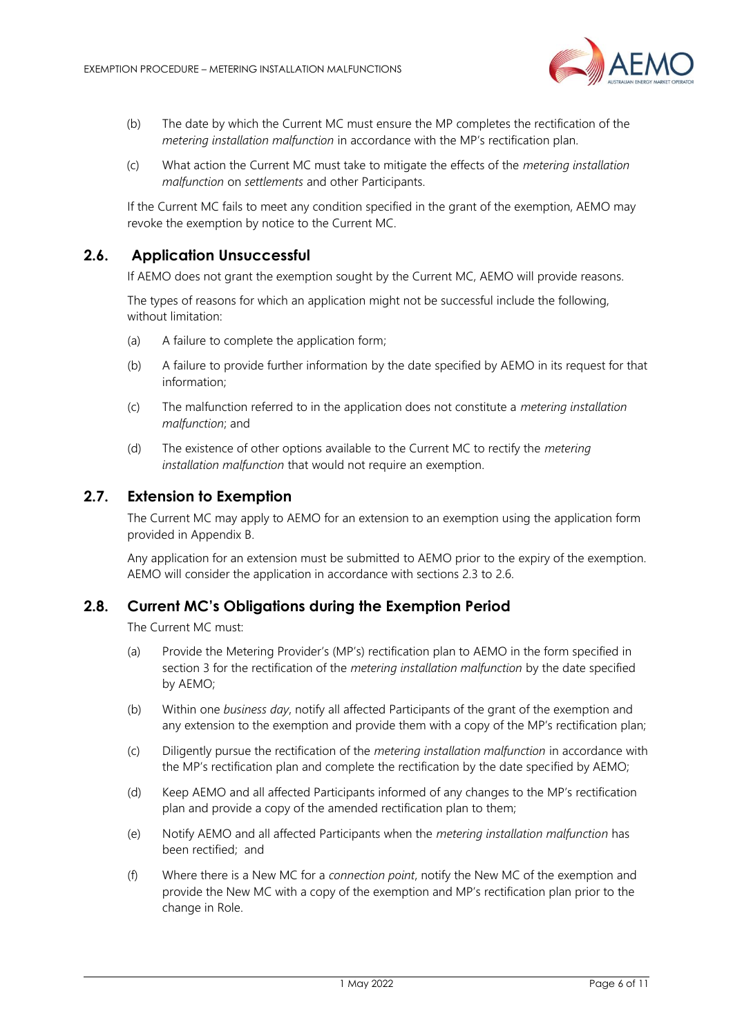(b) The date by which the Current MC must ensure the MP completes the rectification of the *metering installation malfunction* in accordance with the MP's rectification plan.

(c) What action the Current MC must take to mitigate the effects of the *metering installation malfunction* on *settlements* and other Participants.

If the Current MC fails to meet any condition specified in the grant of the exemption, AEMO may revoke the exemption by notice to the Current MC.

## 2.6. Application Unsuccessful

If AEMO does not grant the exemption sought by the Current MC, AEMO will provide reasons.

The types of reasons for which an application might not be successful include the following, without limitation:

(a) A failure to complete the application form;

(b) A failure to provide further information by the date specified by AEMO in its request for that information;

(c) The malfunction referred to in the application does not constitute a *metering installation malfunction*; and

(d) The existence of other options available to the Current MC to rectify the *metering installation malfunction* that would not require an exemption.

## 2.7. Extension to Exemption

The Current MC may apply to AEMO for an extension to an exemption using the application form provided in Appendix B.

Any application for an extension must be submitted to AEMO prior to the expiry of the exemption. AEMO will consider the application in accordance with sections 2.3 to 2.6.

## 2.8. Current MC's Obligations during the Exemption Period

The Current MC must:

(a) Provide the Metering Provider's (MP's) rectification plan to AEMO in the form specified in section 3 for the rectification of the *metering installation malfunction* by the date specified by AEMO;

(b) Within one *business day*, notify all affected Participants of the grant of the exemption and any extension to the exemption and provide them with a copy of the MP's rectification plan;

(c) Diligently pursue the rectification of the *metering installation malfunction* in accordance with the MP's rectification plan and complete the rectification by the date specified by AEMO;

(d) Keep AEMO and all affected Participants informed of any changes to the MP's rectification plan and provide a copy of the amended rectification plan to them;

(e) Notify AEMO and all affected Participants when the *metering installation malfunction* has been rectified; and

(f) Where there is a New MC for a *connection point*, notify the New MC of the exemption and provide the New MC with a copy of the exemption and MP's rectification plan prior to the change in Role.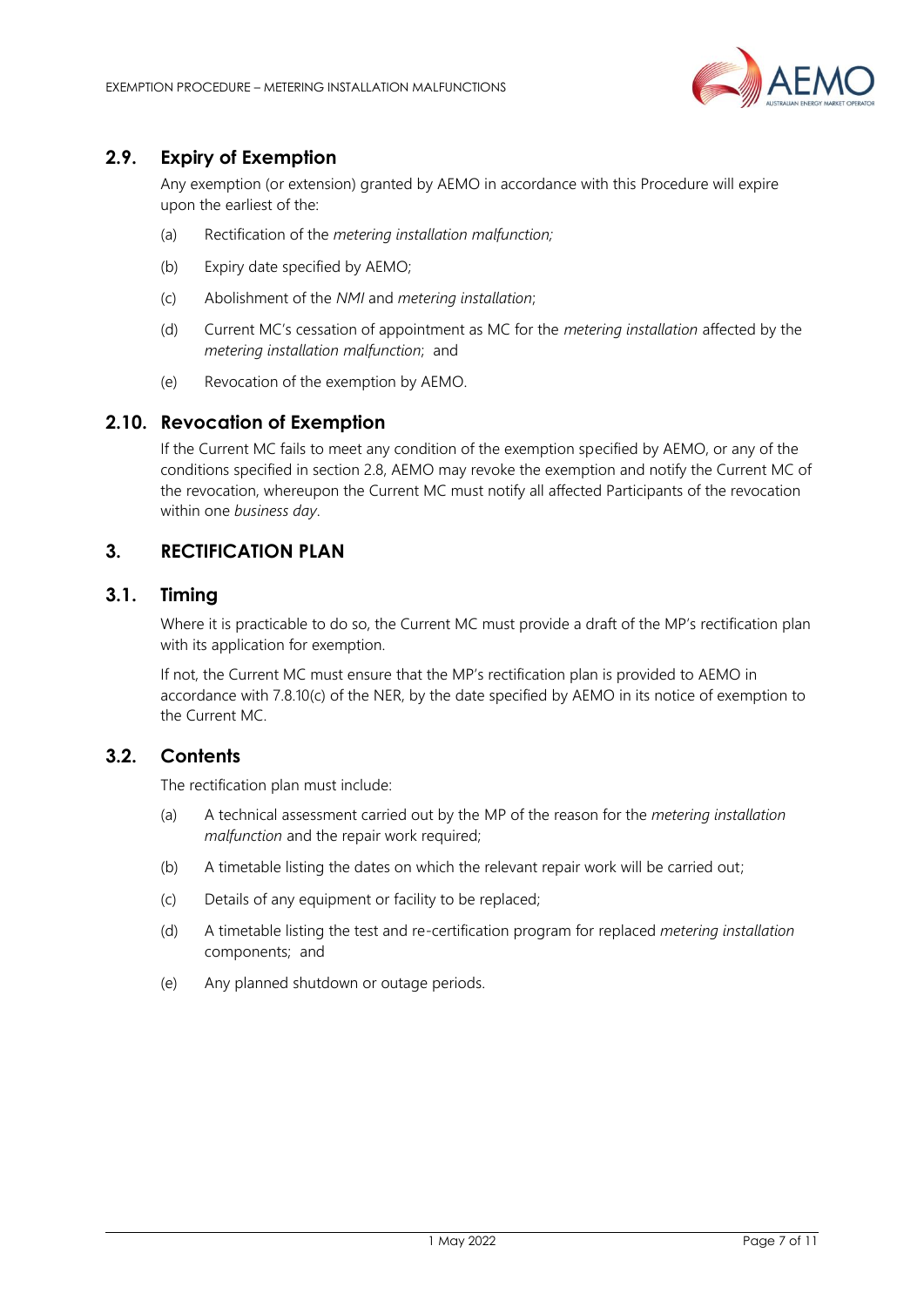## 2.9. Expiry of Exemption

Any exemption (or extension) granted by AEMO in accordance with this Procedure will expire upon the earliest of the:

(a) Rectification of the *metering installation malfunction;*

(b) Expiry date specified by AEMO;

(c) Abolishment of the *NMI* and *metering installation*;

(d) Current MC's cessation of appointment as MC for the *metering installation* affected by the *metering installation malfunction*; and

(e) Revocation of the exemption by AEMO.

## 2.10. Revocation of Exemption

If the Current MC fails to meet any condition of the exemption specified by AEMO, or any of the conditions specified in section 2.8, AEMO may revoke the exemption and notify the Current MC of the revocation, whereupon the Current MC must notify all affected Participants of the revocation within one *business day*.

# 3. RECTIFICATION PLAN

## 3.1. Timing

Where it is practicable to do so, the Current MC must provide a draft of the MP's rectification plan with its application for exemption.

If not, the Current MC must ensure that the MP's rectification plan is provided to AEMO in accordance with 7.8.10(c) of the NER, by the date specified by AEMO in its notice of exemption to the Current MC.

## 3.2. Contents

The rectification plan must include:

(a) A technical assessment carried out by the MP of the reason for the *metering installation malfunction* and the repair work required;

(b) A timetable listing the dates on which the relevant repair work will be carried out;

(c) Details of any equipment or facility to be replaced;

(d) A timetable listing the test and re-certification program for replaced *metering installation* components; and

(e) Any planned shutdown or outage periods.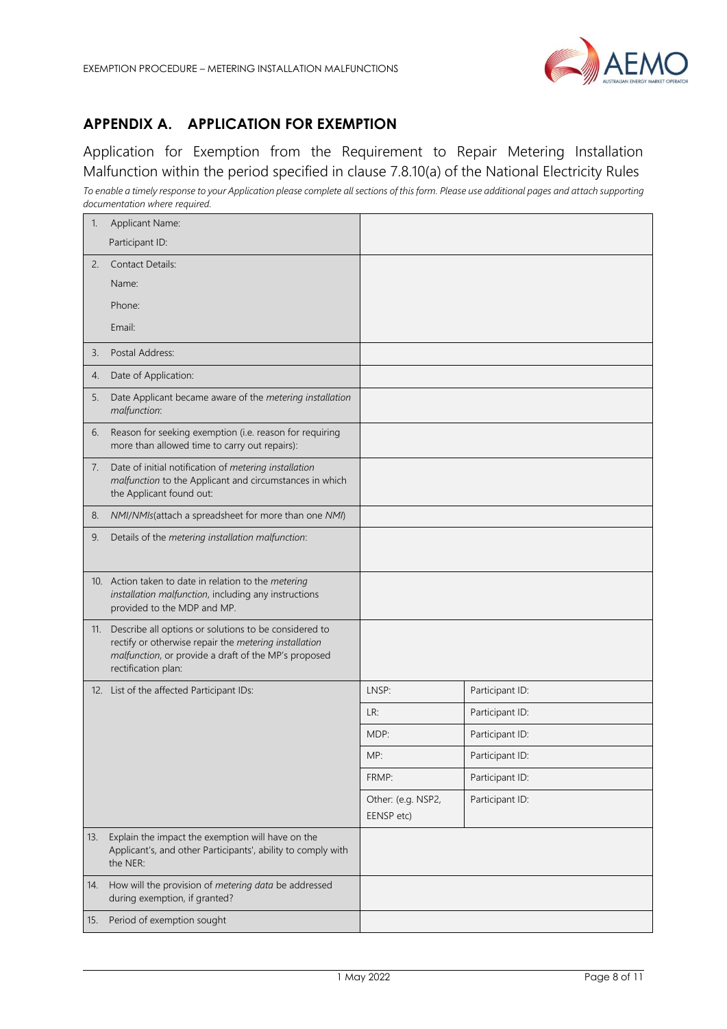## APPENDIX A. APPLICATION FOR EXEMPTION

Application for Exemption from the Requirement to Repair Metering Installation Malfunction within the period specified in clause 7.8.10(a) of the National Electricity Rules

*To enable a timely response to your Application please complete all sections of this form. Please use additional pages and attach supporting documentation where required.*

| | | |
|---|---|---|
| 1. Applicant Name:<br>Participant ID: | | |
| 2. Contact Details:<br>Name:<br>Phone:<br>Email: | | |
| 3. Postal Address: | | |
| 4. Date of Application: | | |
| 5. Date Applicant became aware of the *metering installation malfunction*: | | |
| 6. Reason for seeking exemption (i.e. reason for requiring more than allowed time to carry out repairs): | | |
| 7. Date of initial notification of *metering installation malfunction* to the Applicant and circumstances in which the Applicant found out: | | |
| 8. *NMI/NMIs*(attach a spreadsheet for more than one *NMI*) | | |
| 9. Details of the *metering installation malfunction*: | | |
| 10. Action taken to date in relation to the *metering installation malfunction*, including any instructions provided to the MDP and MP. | | |
| 11. Describe all options or solutions to be considered to rectify or otherwise repair the *metering installation malfunction*, or provide a draft of the MP's proposed rectification plan: | | |
| 12. List of the affected Participant IDs: | LNSP: | Participant ID: |
| | LR: | Participant ID: |
| | MDP: | Participant ID: |
| | MP: | Participant ID: |
| | FRMP: | Participant ID: |
| | Other: (e.g. NSP2, EENSP etc) | Participant ID: |
| 13. Explain the impact the exemption will have on the Applicant's, and other Participants', ability to comply with the NER: | | |
| 14. How will the provision of *metering data* be addressed during exemption, if granted? | | |
| 15. Period of exemption sought | | |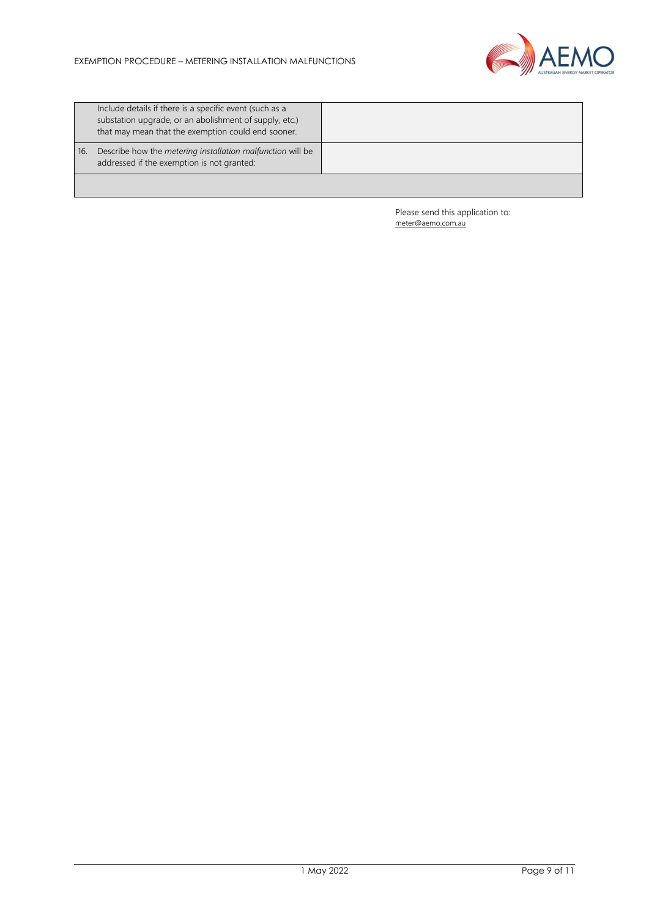| | | |
|---|---|---|
| | Include details if there is a specific event (such as a substation upgrade, or an abolishment of supply, etc.) that may mean that the exemption could end sooner. | |
| 16. | Describe how the *metering installation malfunction* will be addressed if the exemption is not granted: | |
| | | |

Please send this application to:
meter@aemo.com.au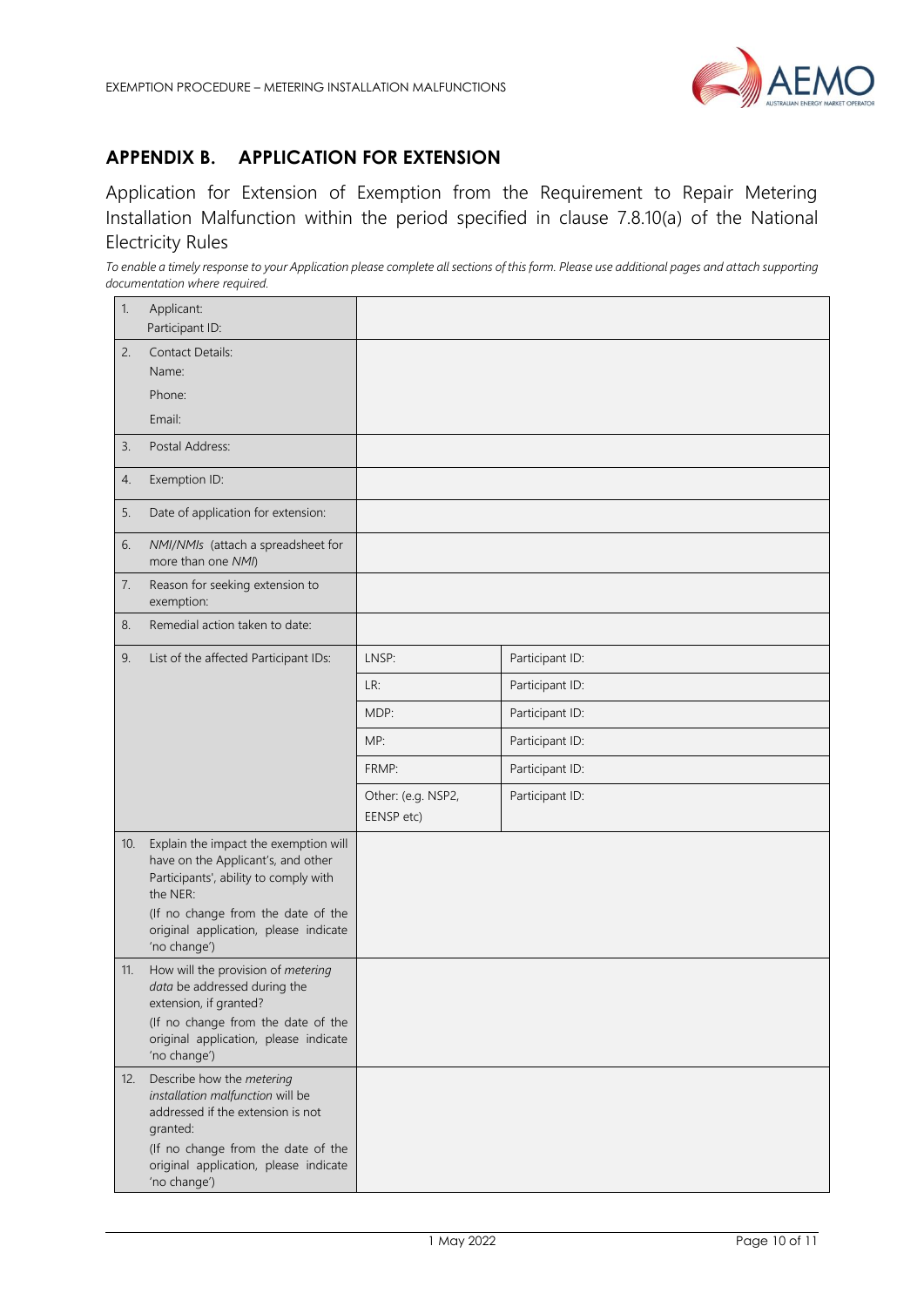## APPENDIX B. APPLICATION FOR EXTENSION

Application for Extension of Exemption from the Requirement to Repair Metering Installation Malfunction within the period specified in clause 7.8.10(a) of the National Electricity Rules

*To enable a timely response to your Application please complete all sections of this form. Please use additional pages and attach supporting documentation where required.*

| | | | |
|---|---|---|---|
| 1. | Applicant:<br>Participant ID: | | |
| 2. | Contact Details:<br>Name:<br>Phone:<br>Email: | | |
| 3. | Postal Address: | | |
| 4. | Exemption ID: | | |
| 5. | Date of application for extension: | | |
| 6. | *NMI/NMIs* (attach a spreadsheet for more than one *NMI*) | | |
| 7. | Reason for seeking extension to exemption: | | |
| 8. | Remedial action taken to date: | | |
| 9. | List of the affected Participant IDs: | LNSP: | Participant ID: |
| | | LR: | Participant ID: |
| | | MDP: | Participant ID: |
| | | MP: | Participant ID: |
| | | FRMP: | Participant ID: |
| | | Other: (e.g. NSP2, EENSP etc) | Participant ID: |
| 10. | Explain the impact the exemption will have on the Applicant's, and other Participants', ability to comply with the NER:<br>(If no change from the date of the original application, please indicate 'no change') | | |
| 11. | How will the provision of *metering data* be addressed during the extension, if granted?<br>(If no change from the date of the original application, please indicate 'no change') | | |
| 12. | Describe how the *metering installation malfunction* will be addressed if the extension is not granted:<br>(If no change from the date of the original application, please indicate 'no change') | | |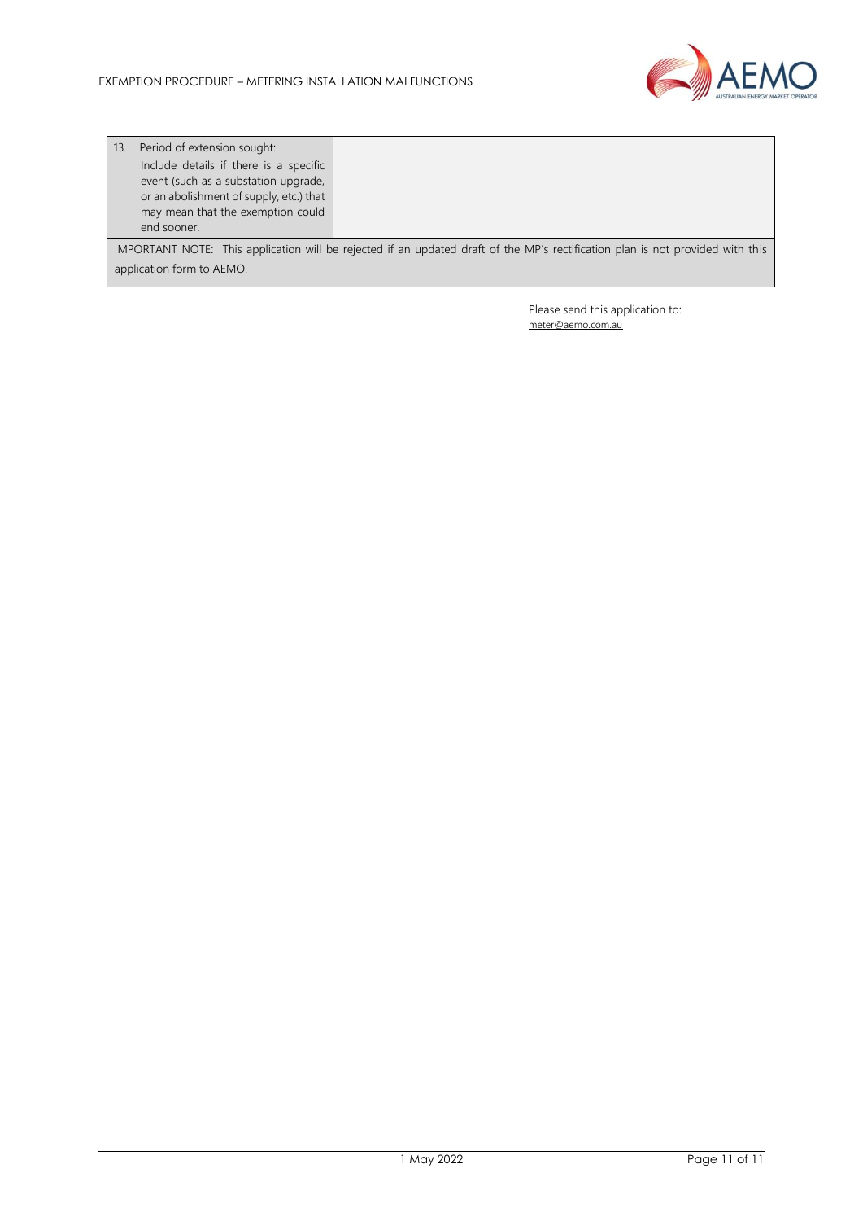| | |
|---|---|
| 13. Period of extension sought:<br>Include details if there is a specific event (such as a substation upgrade, or an abolishment of supply, etc.) that may mean that the exemption could end sooner. | |
| IMPORTANT NOTE: This application will be rejected if an updated draft of the MP's rectification plan is not provided with this application form to AEMO. | |

Please send this application to:
meter@aemo.com.au